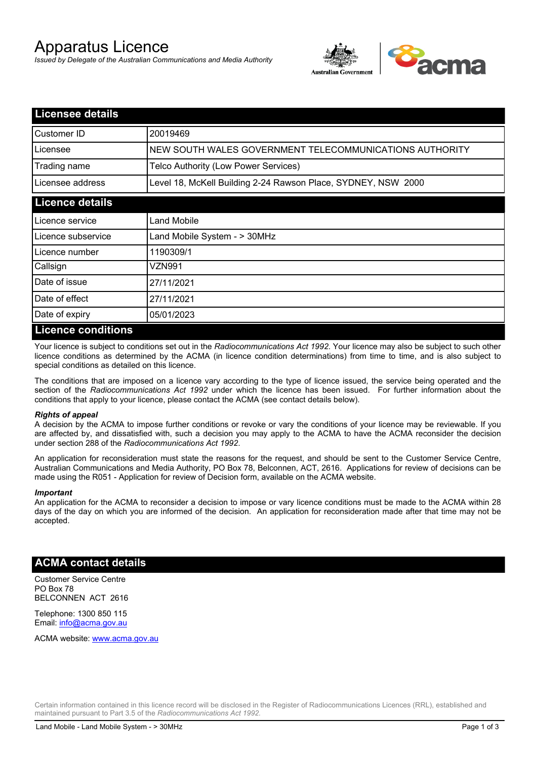# Apparatus Licence

*Issued by Delegate of the Australian Communications and Media Authority*

## Licensee details

| | |
|---|---|
| Customer ID | 20019469 |
| Licensee | NEW SOUTH WALES GOVERNMENT TELECOMMUNICATIONS AUTHORITY |
| Trading name | Telco Authority (Low Power Services) |
| Licensee address | Level 18, McKell Building 2-24 Rawson Place, SYDNEY, NSW 2000 |

## Licence details

| | |
|---|---|
| Licence service | Land Mobile |
| Licence subservice | Land Mobile System - > 30MHz |
| Licence number | 1190309/1 |
| Callsign | VZN991 |
| Date of issue | 27/11/2021 |
| Date of effect | 27/11/2021 |
| Date of expiry | 05/01/2023 |

## Licence conditions

Your licence is subject to conditions set out in the *Radiocommunications Act 1992*. Your licence may also be subject to such other licence conditions as determined by the ACMA (in licence condition determinations) from time to time, and is also subject to special conditions as detailed on this licence.

The conditions that are imposed on a licence vary according to the type of licence issued, the service being operated and the section of the *Radiocommunications Act 1992* under which the licence has been issued. For further information about the conditions that apply to your licence, please contact the ACMA (see contact details below).

***Rights of appeal***

A decision by the ACMA to impose further conditions or revoke or vary the conditions of your licence may be reviewable. If you are affected by, and dissatisfied with, such a decision you may apply to the ACMA to have the ACMA reconsider the decision under section 288 of the *Radiocommunications Act 1992*.

An application for reconsideration must state the reasons for the request, and should be sent to the Customer Service Centre, Australian Communications and Media Authority, PO Box 78, Belconnen, ACT, 2616. Applications for review of decisions can be made using the R051 - Application for review of Decision form, available on the ACMA website.

***Important***

An application for the ACMA to reconsider a decision to impose or vary licence conditions must be made to the ACMA within 28 days of the day on which you are informed of the decision. An application for reconsideration made after that time may not be accepted.

## ACMA contact details

Customer Service Centre
PO Box 78
BELCONNEN ACT 2616

Telephone: 1300 850 115
Email: info@acma.gov.au

ACMA website: www.acma.gov.au

Certain information contained in this licence record will be disclosed in the Register of Radiocommunications Licences (RRL), established and maintained pursuant to Part 3.5 of the *Radiocommunications Act 1992.*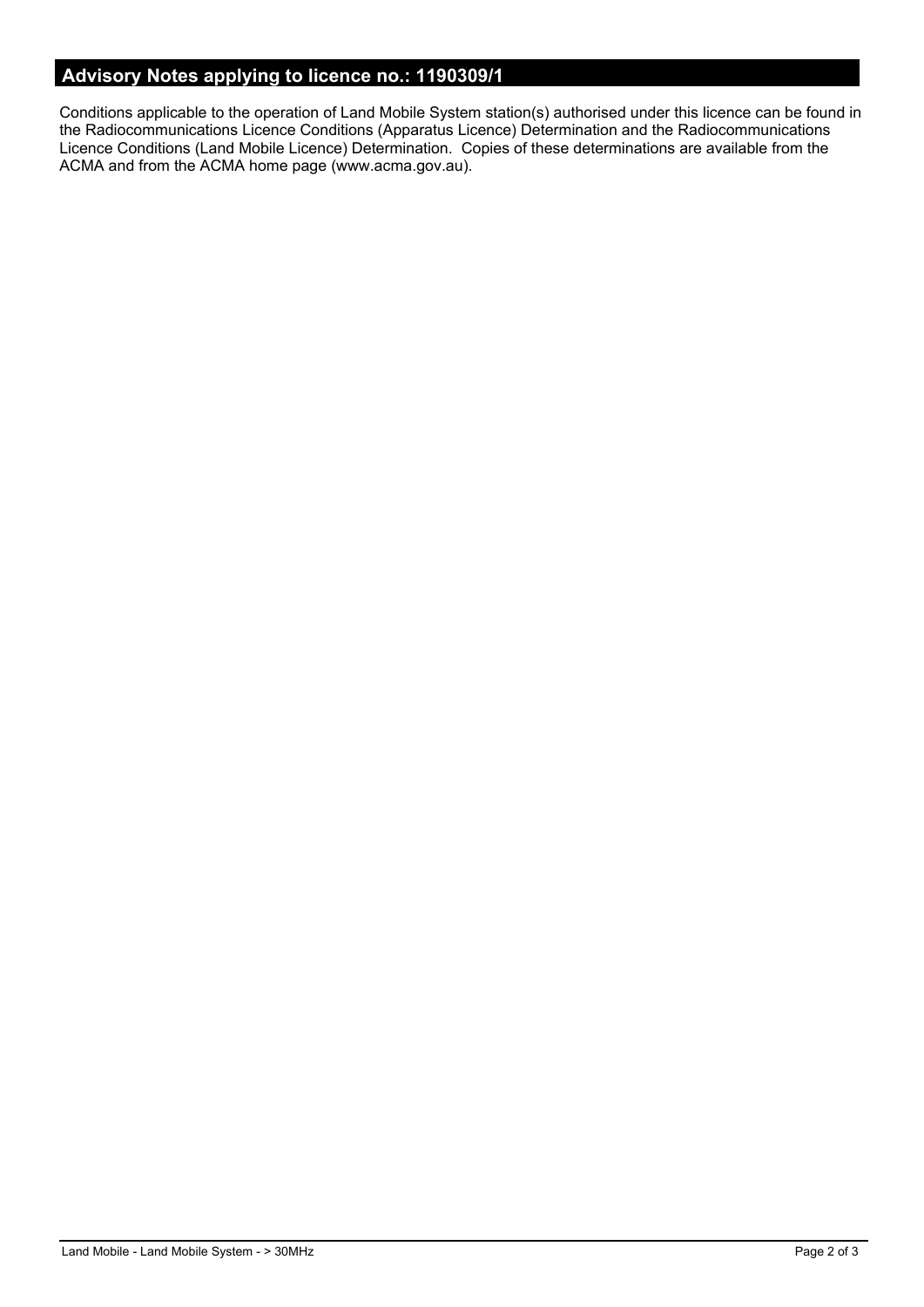## Advisory Notes applying to licence no.: 1190309/1

Conditions applicable to the operation of Land Mobile System station(s) authorised under this licence can be found in the Radiocommunications Licence Conditions (Apparatus Licence) Determination and the Radiocommunications Licence Conditions (Land Mobile Licence) Determination. Copies of these determinations are available from the ACMA and from the ACMA home page (www.acma.gov.au).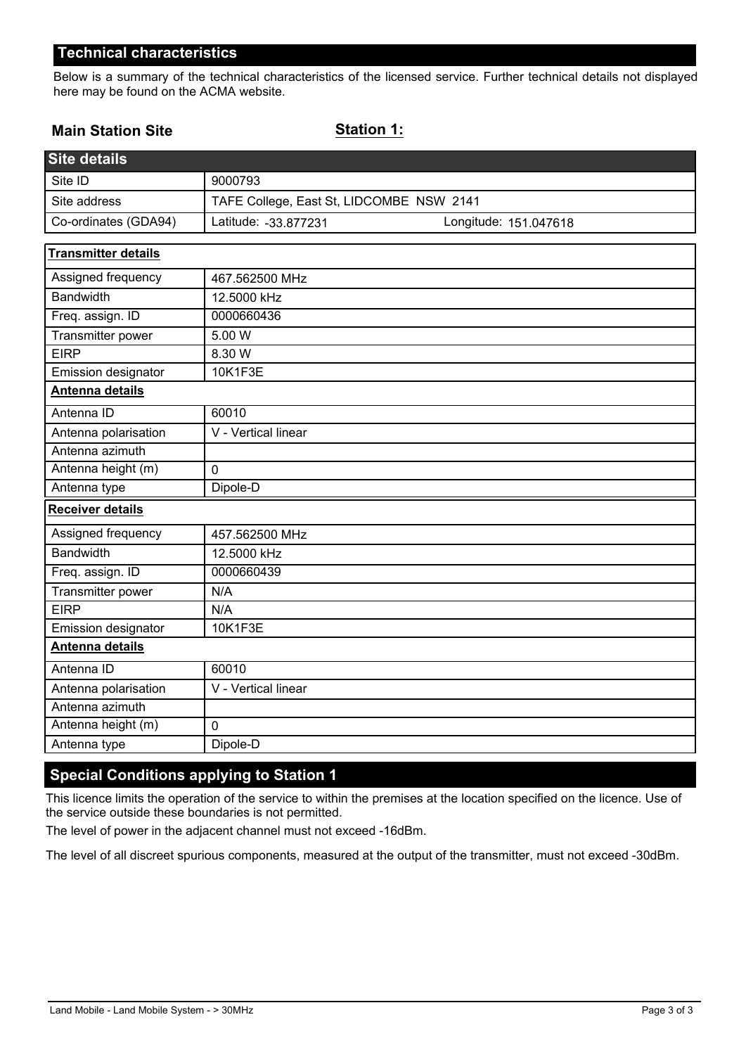## Technical characteristics

Below is a summary of the technical characteristics of the licensed service. Further technical details not displayed here may be found on the ACMA website.

**Main Station Site** **Station 1:**

| Site details | | |
|---|---|---|
| Site ID | 9000793 | |
| Site address | TAFE College, East St, LIDCOMBE NSW 2141 | |
| Co-ordinates (GDA94) | Latitude: -33.877231 | Longitude: 151.047618 |

| Transmitter details | |
|---|---|
| Assigned frequency | 467.562500 MHz |
| Bandwidth | 12.5000 kHz |
| Freq. assign. ID | 0000660436 |
| Transmitter power | 5.00 W |
| EIRP | 8.30 W |
| Emission designator | 10K1F3E |
| **Antenna details** | |
| Antenna ID | 60010 |
| Antenna polarisation | V - Vertical linear |
| Antenna azimuth | |
| Antenna height (m) | 0 |
| Antenna type | Dipole-D |

| Receiver details | |
|---|---|
| Assigned frequency | 457.562500 MHz |
| Bandwidth | 12.5000 kHz |
| Freq. assign. ID | 0000660439 |
| Transmitter power | N/A |
| EIRP | N/A |
| Emission designator | 10K1F3E |
| **Antenna details** | |
| Antenna ID | 60010 |
| Antenna polarisation | V - Vertical linear |
| Antenna azimuth | |
| Antenna height (m) | 0 |
| Antenna type | Dipole-D |

## Special Conditions applying to Station 1

This licence limits the operation of the service to within the premises at the location specified on the licence. Use of the service outside these boundaries is not permitted.

The level of power in the adjacent channel must not exceed -16dBm.

The level of all discreet spurious components, measured at the output of the transmitter, must not exceed -30dBm.